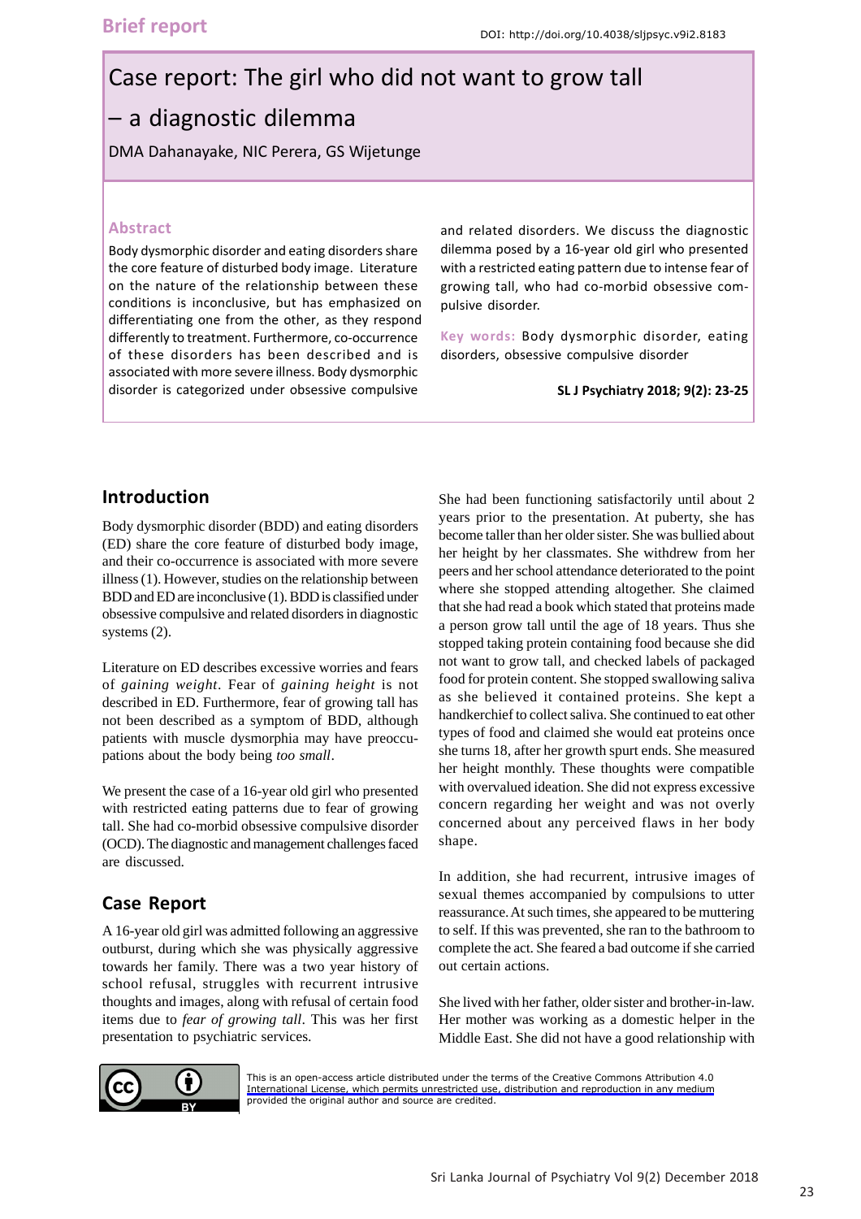Brief report

DOI: http://doi.org/10.4038/sljpsyc.v9i2.8183

# Case report: The girl who did not want to grow tall – a diagnostic dilemma

DMA Dahanayake, NIC Perera, GS Wijetunge

## Abstract

Body dysmorphic disorder and eating disorders share the core feature of disturbed body image. Literature on the nature of the relationship between these conditions is inconclusive, but has emphasized on differentiating one from the other, as they respond differently to treatment. Furthermore, co-occurrence of these disorders has been described and is associated with more severe illness. Body dysmorphic disorder is categorized under obsessive compulsive and related disorders. We discuss the diagnostic dilemma posed by a 16-year old girl who presented with a restricted eating pattern due to intense fear of growing tall, who had co-morbid obsessive compulsive disorder.

**Key words:** Body dysmorphic disorder, eating disorders, obsessive compulsive disorder

**SL J Psychiatry 2018; 9(2): 23-25**

## Introduction

Body dysmorphic disorder (BDD) and eating disorders (ED) share the core feature of disturbed body image, and their co-occurrence is associated with more severe illness (1). However, studies on the relationship between BDD and ED are inconclusive (1). BDD is classified under obsessive compulsive and related disorders in diagnostic systems (2).

Literature on ED describes excessive worries and fears of *gaining weight*. Fear of *gaining height* is not described in ED. Furthermore, fear of growing tall has not been described as a symptom of BDD, although patients with muscle dysmorphia may have preoccupations about the body being *too small*.

We present the case of a 16-year old girl who presented with restricted eating patterns due to fear of growing tall. She had co-morbid obsessive compulsive disorder (OCD). The diagnostic and management challenges faced are discussed.

## Case Report

A 16-year old girl was admitted following an aggressive outburst, during which she was physically aggressive towards her family. There was a two year history of school refusal, struggles with recurrent intrusive thoughts and images, along with refusal of certain food items due to *fear of growing tall*. This was her first presentation to psychiatric services.

She had been functioning satisfactorily until about 2 years prior to the presentation. At puberty, she has become taller than her older sister. She was bullied about her height by her classmates. She withdrew from her peers and her school attendance deteriorated to the point where she stopped attending altogether. She claimed that she had read a book which stated that proteins made a person grow tall until the age of 18 years. Thus she stopped taking protein containing food because she did not want to grow tall, and checked labels of packaged food for protein content. She stopped swallowing saliva as she believed it contained proteins. She kept a handkerchief to collect saliva. She continued to eat other types of food and claimed she would eat proteins once she turns 18, after her growth spurt ends. She measured her height monthly. These thoughts were compatible with overvalued ideation. She did not express excessive concern regarding her weight and was not overly concerned about any perceived flaws in her body shape.

In addition, she had recurrent, intrusive images of sexual themes accompanied by compulsions to utter reassurance. At such times, she appeared to be muttering to self. If this was prevented, she ran to the bathroom to complete the act. She feared a bad outcome if she carried out certain actions.

She lived with her father, older sister and brother-in-law. Her mother was working as a domestic helper in the Middle East. She did not have a good relationship with

This is an open-access article distributed under the terms of the Creative Commons Attribution 4.0 International License, which permits unrestricted use, distribution and reproduction in any medium provided the original author and source are credited.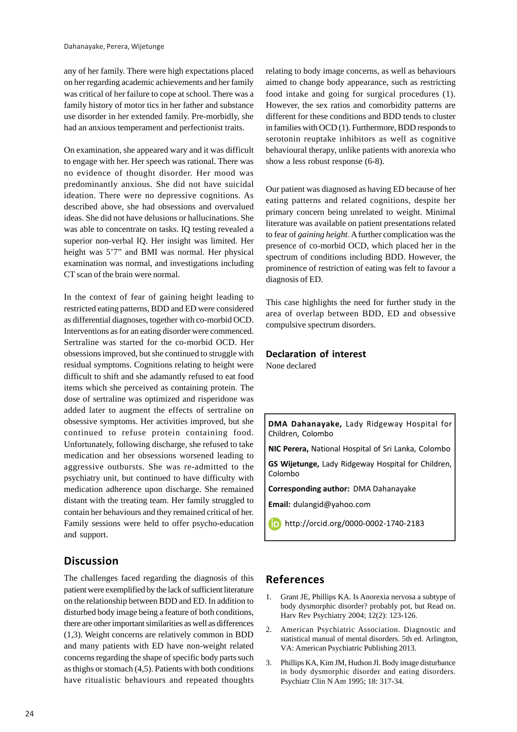any of her family. There were high expectations placed on her regarding academic achievements and her family was critical of her failure to cope at school. There was a family history of motor tics in her father and substance use disorder in her extended family. Pre-morbidly, she had an anxious temperament and perfectionist traits.

On examination, she appeared wary and it was difficult to engage with her. Her speech was rational. There was no evidence of thought disorder. Her mood was predominantly anxious. She did not have suicidal ideation. There were no depressive cognitions. As described above, she had obsessions and overvalued ideas. She did not have delusions or hallucinations. She was able to concentrate on tasks. IQ testing revealed a superior non-verbal IQ. Her insight was limited. Her height was 5'7" and BMI was normal. Her physical examination was normal, and investigations including CT scan of the brain were normal.

In the context of fear of gaining height leading to restricted eating patterns, BDD and ED were considered as differential diagnoses, together with co-morbid OCD. Interventions as for an eating disorder were commenced. Sertraline was started for the co-morbid OCD. Her obsessions improved, but she continued to struggle with residual symptoms. Cognitions relating to height were difficult to shift and she adamantly refused to eat food items which she perceived as containing protein. The dose of sertraline was optimized and risperidone was added later to augment the effects of sertraline on obsessive symptoms. Her activities improved, but she continued to refuse protein containing food. Unfortunately, following discharge, she refused to take medication and her obsessions worsened leading to aggressive outbursts. She was re-admitted to the psychiatry unit, but continued to have difficulty with medication adherence upon discharge. She remained distant with the treating team. Her family struggled to contain her behaviours and they remained critical of her. Family sessions were held to offer psycho-education and support.

## Discussion

The challenges faced regarding the diagnosis of this patient were exemplified by the lack of sufficient literature on the relationship between BDD and ED. In addition to disturbed body image being a feature of both conditions, there are other important similarities as well as differences (1,3). Weight concerns are relatively common in BDD and many patients with ED have non-weight related concerns regarding the shape of specific body parts such as thighs or stomach (4,5). Patients with both conditions have ritualistic behaviours and repeated thoughts relating to body image concerns, as well as behaviours aimed to change body appearance, such as restricting food intake and going for surgical procedures (1). However, the sex ratios and comorbidity patterns are different for these conditions and BDD tends to cluster in families with OCD (1). Furthermore, BDD responds to serotonin reuptake inhibitors as well as cognitive behavioural therapy, unlike patients with anorexia who show a less robust response (6-8).

Our patient was diagnosed as having ED because of her eating patterns and related cognitions, despite her primary concern being unrelated to weight. Minimal literature was available on patient presentations related to fear of *gaining height*. A further complication was the presence of co-morbid OCD, which placed her in the spectrum of conditions including BDD. However, the prominence of restriction of eating was felt to favour a diagnosis of ED.

This case highlights the need for further study in the area of overlap between BDD, ED and obsessive compulsive spectrum disorders.

### Declaration of interest

None declared

**DMA Dahanayake,** Lady Ridgeway Hospital for Children, Colombo

**NIC Perera,** National Hospital of Sri Lanka, Colombo

**GS Wijetunge,** Lady Ridgeway Hospital for Children, Colombo

**Corresponding author:** DMA Dahanayake

**Email:** dulangid@yahoo.com

http://orcid.org/0000-0002-1740-2183

## References

1. Grant JE, Phillips KA. Is Anorexia nervosa a subtype of body dysmorphic disorder? probably pot, but Read on. Harv Rev Psychiatry 2004; 12(2): 123-126.
2. American Psychiatric Association. Diagnostic and statistical manual of mental disorders. 5th ed. Arlington, VA: American Psychiatric Publishing 2013.
3. Phillips KA, Kim JM, Hudson JI. Body image disturbance in body dysmorphic disorder and eating disorders. Psychiatr Clin N Am 1995; 18: 317-34.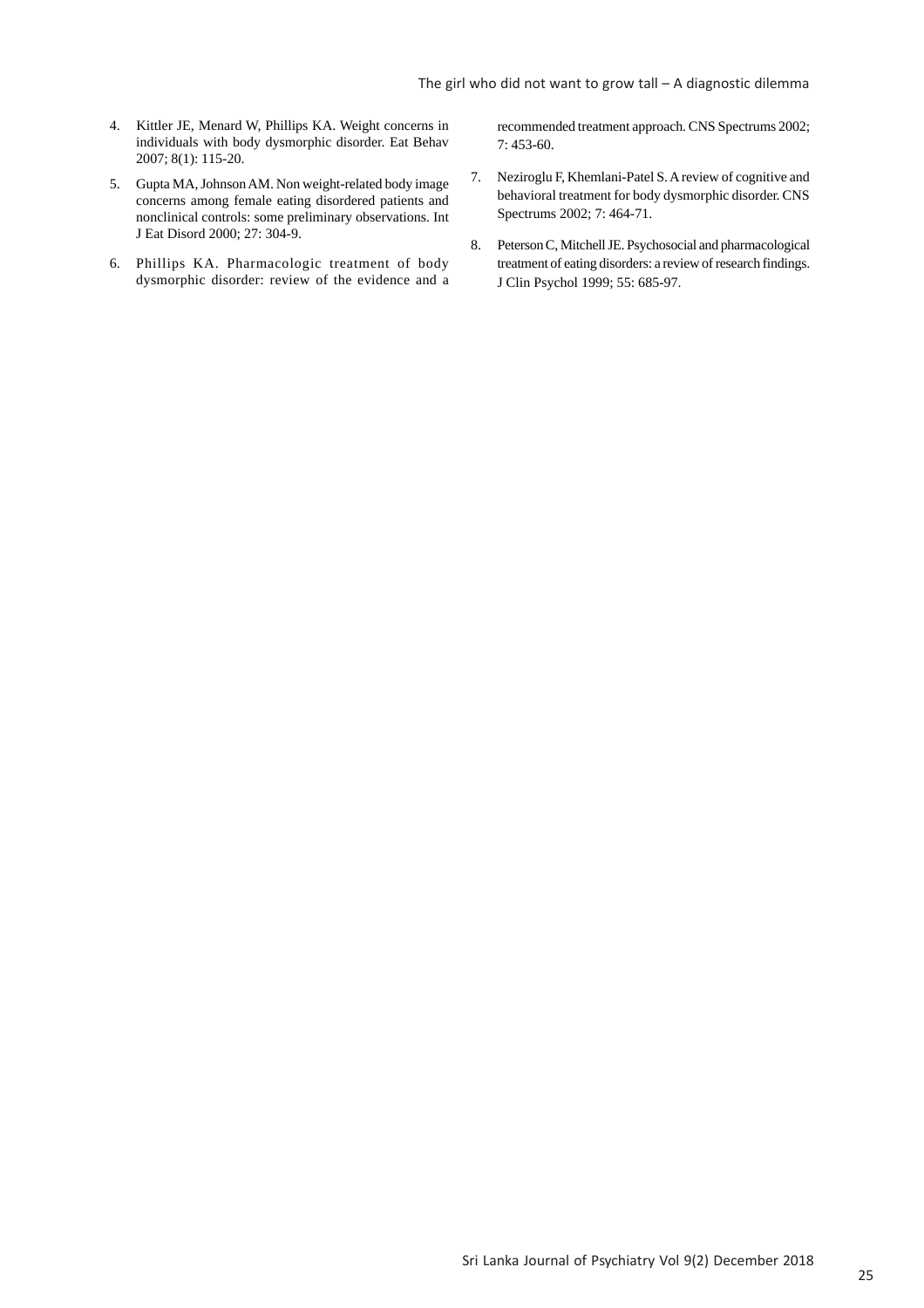4. Kittler JE, Menard W, Phillips KA. Weight concerns in individuals with body dysmorphic disorder. Eat Behav 2007; 8(1): 115-20.
5. Gupta MA, Johnson AM. Non weight-related body image concerns among female eating disordered patients and nonclinical controls: some preliminary observations. Int J Eat Disord 2000; 27: 304-9.
6. Phillips KA. Pharmacologic treatment of body dysmorphic disorder: review of the evidence and a recommended treatment approach. CNS Spectrums 2002; 7: 453-60.
7. Neziroglu F, Khemlani-Patel S. A review of cognitive and behavioral treatment for body dysmorphic disorder. CNS Spectrums 2002; 7: 464-71.
8. Peterson C, Mitchell JE. Psychosocial and pharmacological treatment of eating disorders: a review of research findings. J Clin Psychol 1999; 55: 685-97.